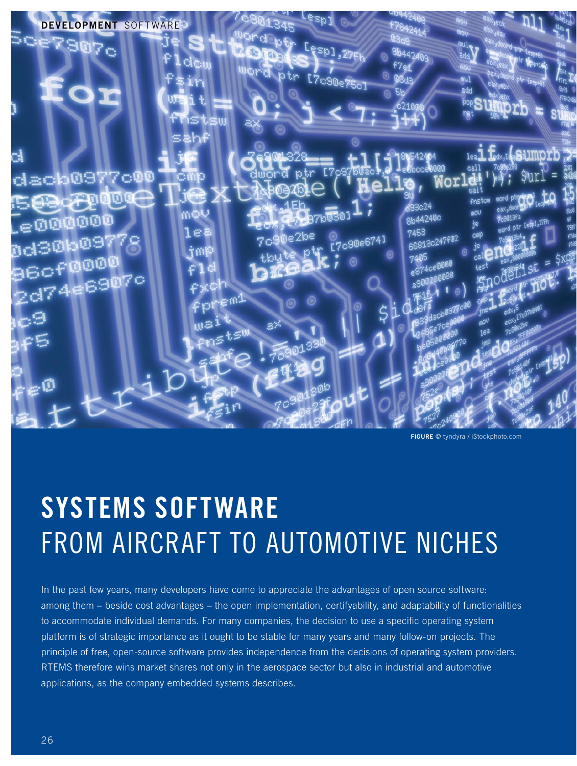DEVELOPMENT SOFTWARE

FIGURE © tyndyra / iStockphoto.com

# SYSTEMS SOFTWARE FROM AIRCRAFT TO AUTOMOTIVE NICHES

In the past few years, many developers have come to appreciate the advantages of open source software: among them – beside cost advantages – the open implementation, certifyability, and adaptability of functionalities to accommodate individual demands. For many companies, the decision to use a specific operating system platform is of strategic importance as it ought to be stable for many years and many follow-on projects. The principle of free, open-source software provides independence from the decisions of operating system providers. RTEMS therefore wins market shares not only in the aerospace sector but also in industrial and automotive applications, as the company embedded systems describes.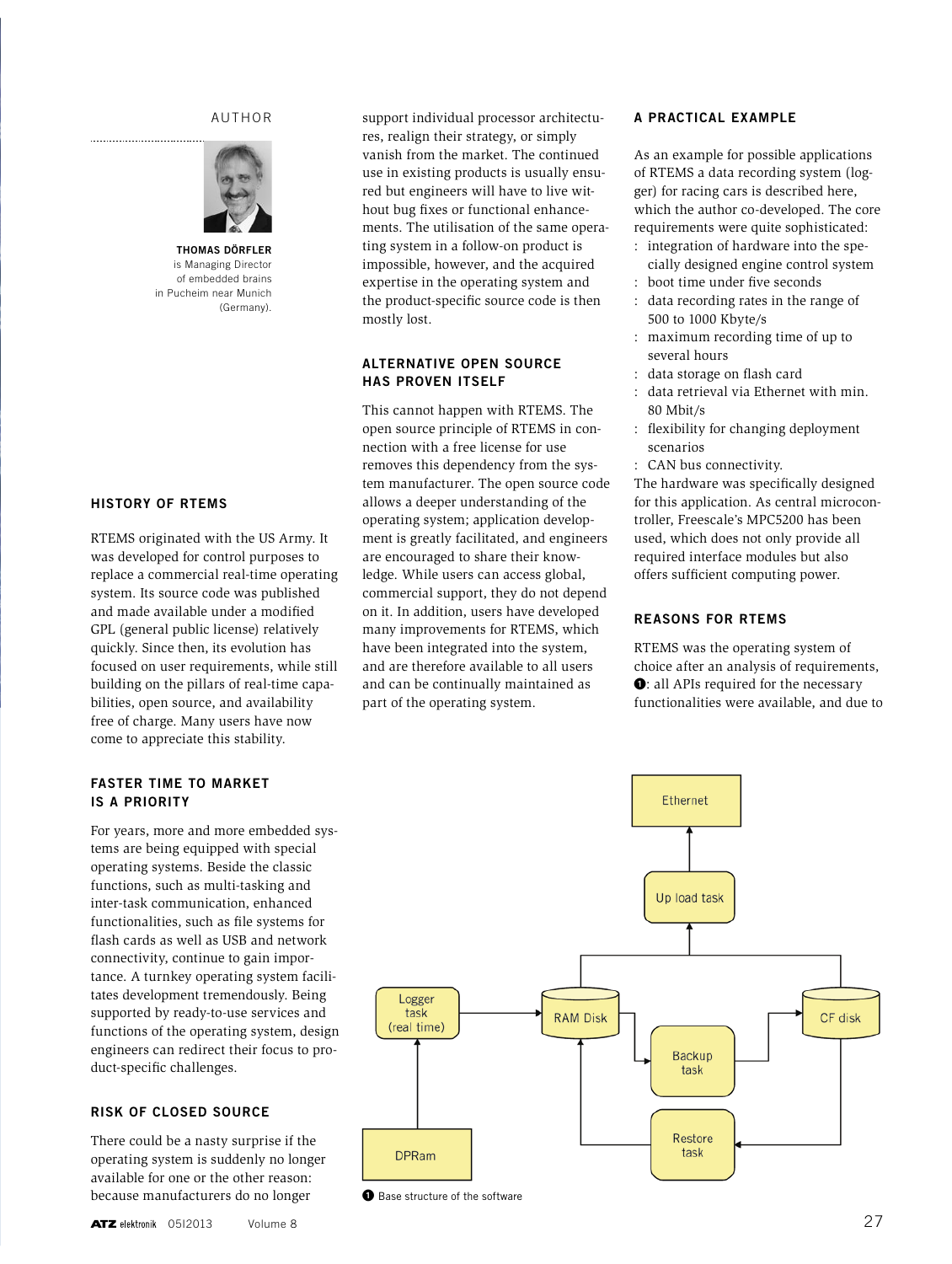## AUTHOR

**THOMAS DÖRFLER** is Managing Director of embedded brains in Pucheim near Munich (Germany).

## HISTORY OF RTEMS

RTEMS originated with the US Army. It was developed for control purposes to replace a commercial real-time operating system. Its source code was published and made available under a modified GPL (general public license) relatively quickly. Since then, its evolution has focused on user requirements, while still building on the pillars of real-time capabilities, open source, and availability free of charge. Many users have now come to appreciate this stability.

## FASTER TIME TO MARKET IS A PRIORITY

For years, more and more embedded systems are being equipped with special operating systems. Beside the classic functions, such as multi-tasking and inter-task communication, enhanced functionalities, such as file systems for flash cards as well as USB and network connectivity, continue to gain importance. A turnkey operating system facilitates development tremendously. Being supported by ready-to-use services and functions of the operating system, design engineers can redirect their focus to product-specific challenges.

## RISK OF CLOSED SOURCE

There could be a nasty surprise if the operating system is suddenly no longer available for one or the other reason: because manufacturers do no longer support individual processor architectures, realign their strategy, or simply vanish from the market. The continued use in existing products is usually ensured but engineers will have to live without bug fixes or functional enhancements. The utilisation of the same operating system in a follow-on product is impossible, however, and the acquired expertise in the operating system and the product-specific source code is then mostly lost.

## ALTERNATIVE OPEN SOURCE HAS PROVEN ITSELF

This cannot happen with RTEMS. The open source principle of RTEMS in connection with a free license for use removes this dependency from the system manufacturer. The open source code allows a deeper understanding of the operating system; application development is greatly facilitated, and engineers are encouraged to share their knowledge. While users can access global, commercial support, they do not depend on it. In addition, users have developed many improvements for RTEMS, which have been integrated into the system, and are therefore available to all users and can be continually maintained as part of the operating system.

## A PRACTICAL EXAMPLE

As an example for possible applications of RTEMS a data recording system (logger) for racing cars is described here, which the author co-developed. The core requirements were quite sophisticated:

- integration of hardware into the specially designed engine control system
- boot time under five seconds
- data recording rates in the range of 500 to 1000 Kbyte/s
- maximum recording time of up to several hours
- data storage on flash card
- data retrieval via Ethernet with min. 80 Mbit/s
- flexibility for changing deployment scenarios
- CAN bus connectivity.

The hardware was specifically designed for this application. As central microcontroller, Freescale's MPC5200 has been used, which does not only provide all required interface modules but also offers sufficient computing power.

## REASONS FOR RTEMS

RTEMS was the operating system of choice after an analysis of requirements, ❶: all APIs required for the necessary functionalities were available, and due to

Ethernet
Up load task
Logger task (real time)
RAM Disk
CF disk
Backup task
Restore task
DPRam

❶ Base structure of the software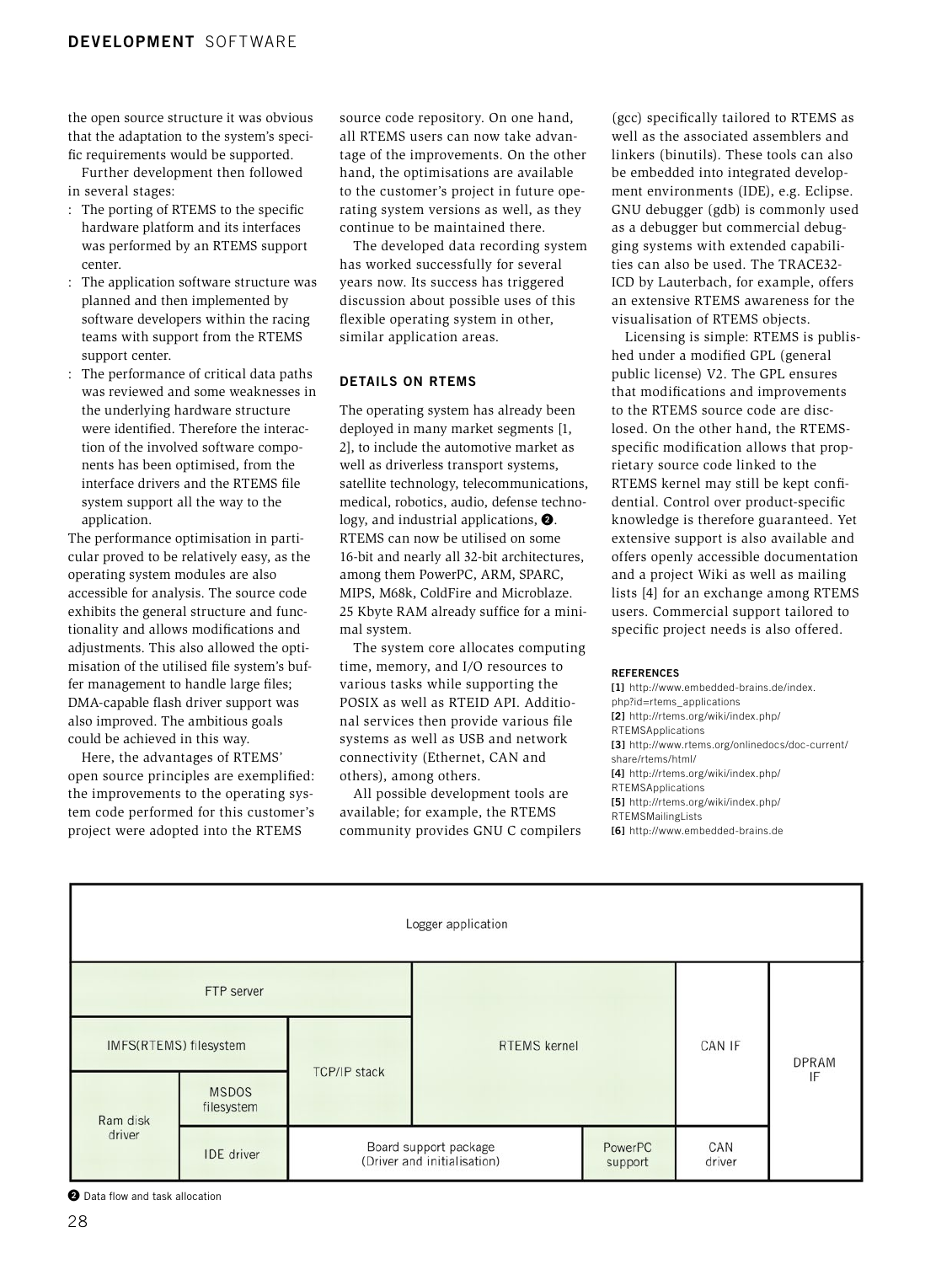the open source structure it was obvious that the adaptation to the system's specific requirements would be supported.

Further development then followed in several stages:

- The porting of RTEMS to the specific hardware platform and its interfaces was performed by an RTEMS support center.
- The application software structure was planned and then implemented by software developers within the racing teams with support from the RTEMS support center.
- The performance of critical data paths was reviewed and some weaknesses in the underlying hardware structure were identified. Therefore the interaction of the involved software components has been optimised, from the interface drivers and the RTEMS file system support all the way to the application.

The performance optimisation in particular proved to be relatively easy, as the operating system modules are also accessible for analysis. The source code exhibits the general structure and functionality and allows modifications and adjustments. This also allowed the optimisation of the utilised file system's buffer management to handle large files; DMA-capable flash driver support was also improved. The ambitious goals could be achieved in this way.

Here, the advantages of RTEMS' open source principles are exemplified: the improvements to the operating system code performed for this customer's project were adopted into the RTEMS source code repository. On one hand, all RTEMS users can now take advantage of the improvements. On the other hand, the optimisations are available to the customer's project in future operating system versions as well, as they continue to be maintained there.

The developed data recording system has worked successfully for several years now. Its success has triggered discussion about possible uses of this flexible operating system in other, similar application areas.

### DETAILS ON RTEMS

The operating system has already been deployed in many market segments [1, 2], to include the automotive market as well as driverless transport systems, satellite technology, telecommunications, medical, robotics, audio, defense technology, and industrial applications, ❷. RTEMS can now be utilised on some 16-bit and nearly all 32-bit architectures, among them PowerPC, ARM, SPARC, MIPS, M68k, ColdFire and Microblaze. 25 Kbyte RAM already suffice for a minimal system.

The system core allocates computing time, memory, and I/O resources to various tasks while supporting the POSIX as well as RTEID API. Additional services then provide various file systems as well as USB and network connectivity (Ethernet, CAN and others), among others.

All possible development tools are available; for example, the RTEMS community provides GNU C compilers (gcc) specifically tailored to RTEMS as well as the associated assemblers and linkers (binutils). These tools can also be embedded into integrated development environments (IDE), e.g. Eclipse. GNU debugger (gdb) is commonly used as a debugger but commercial debugging systems with extended capabilities can also be used. The TRACE32-ICD by Lauterbach, for example, offers an extensive RTEMS awareness for the visualisation of RTEMS objects.

Licensing is simple: RTEMS is published under a modified GPL (general public license) V2. The GPL ensures that modifications and improvements to the RTEMS source code are disclosed. On the other hand, the RTEMS-specific modification allows that proprietary source code linked to the RTEMS kernel may still be kept confidential. Control over product-specific knowledge is therefore guaranteed. Yet extensive support is also available and offers openly accessible documentation and a project Wiki as well as mailing lists [4] for an exchange among RTEMS users. Commercial support tailored to specific project needs is also offered.

#### REFERENCES

**[1]** http://www.embedded-brains.de/index.php?id=rtems_applications
**[2]** http://rtems.org/wiki/index.php/RTEMSApplications
**[3]** http://www.rtems.org/onlinedocs/doc-current/share/rtems/html/
**[4]** http://rtems.org/wiki/index.php/RTEMSApplications
**[5]** http://rtems.org/wiki/index.php/RTEMSMailingLists
**[6]** http://www.embedded-brains.de

Logger application
FTP server
IMFS(RTEMS) filesystem
TCP/IP stack
RTEMS kernel
CAN IF
DPRAM IF
Ram disk driver
MSDOS filesystem
IDE driver
Board support package (Driver and initialisation)
PowerPC support
CAN driver

❷ Data flow and task allocation